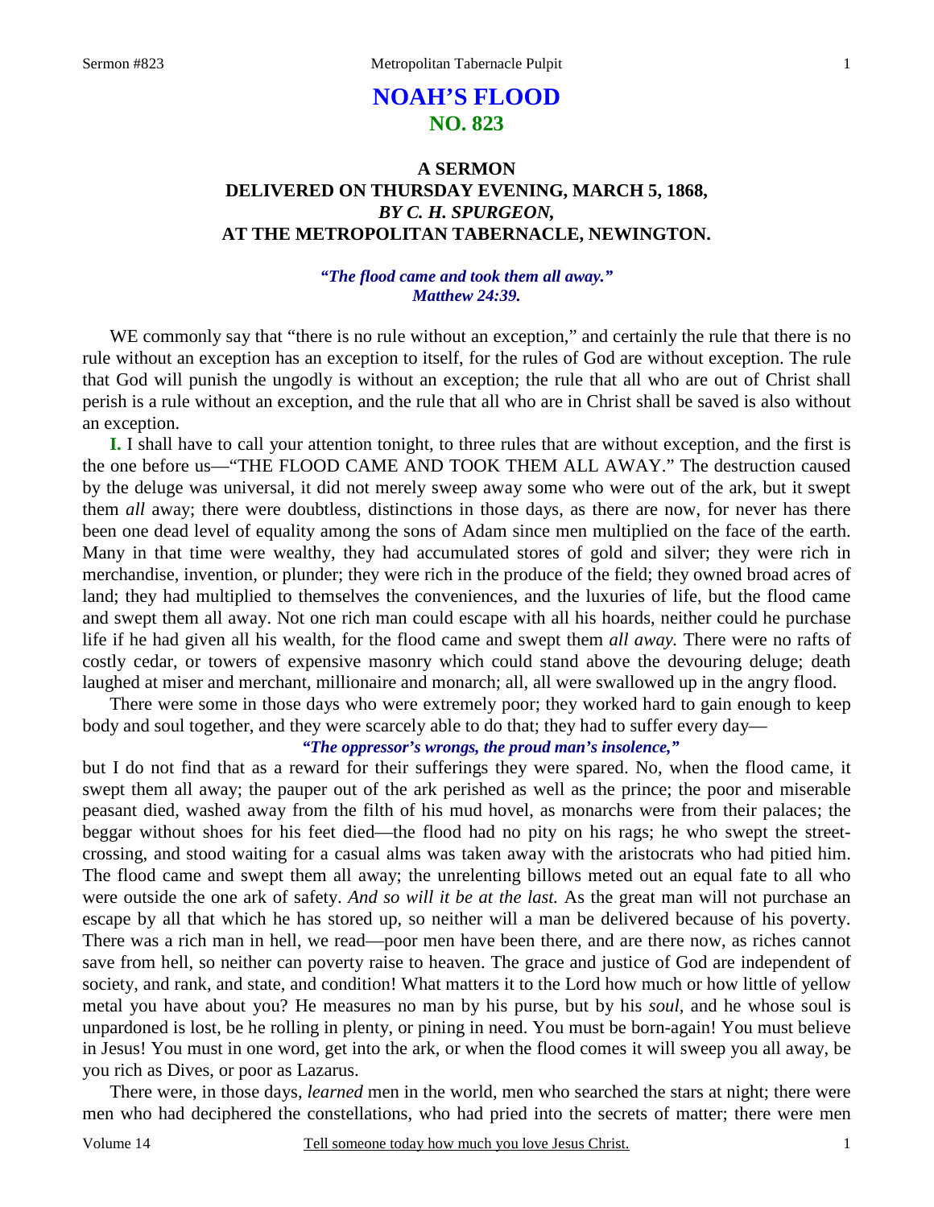# NOAH'S FLOOD
## NO. 823

### A SERMON
### DELIVERED ON THURSDAY EVENING, MARCH 5, 1868,
### *BY C. H. SPURGEON,*
### AT THE METROPOLITAN TABERNACLE, NEWINGTON.

***"The flood came and took them all away." Matthew 24:39.***

WE commonly say that "there is no rule without an exception," and certainly the rule that there is no rule without an exception has an exception to itself, for the rules of God are without exception. The rule that God will punish the ungodly is without an exception; the rule that all who are out of Christ shall perish is a rule without an exception, and the rule that all who are in Christ shall be saved is also without an exception.

**I.** I shall have to call your attention tonight, to three rules that are without exception, and the first is the one before us—"THE FLOOD CAME AND TOOK THEM ALL AWAY." The destruction caused by the deluge was universal, it did not merely sweep away some who were out of the ark, but it swept them *all* away; there were doubtless, distinctions in those days, as there are now, for never has there been one dead level of equality among the sons of Adam since men multiplied on the face of the earth. Many in that time were wealthy, they had accumulated stores of gold and silver; they were rich in merchandise, invention, or plunder; they were rich in the produce of the field; they owned broad acres of land; they had multiplied to themselves the conveniences, and the luxuries of life, but the flood came and swept them all away. Not one rich man could escape with all his hoards, neither could he purchase life if he had given all his wealth, for the flood came and swept them *all away.* There were no rafts of costly cedar, or towers of expensive masonry which could stand above the devouring deluge; death laughed at miser and merchant, millionaire and monarch; all, all were swallowed up in the angry flood.

There were some in those days who were extremely poor; they worked hard to gain enough to keep body and soul together, and they were scarcely able to do that; they had to suffer every day—

***"The oppressor's wrongs, the proud man's insolence,"***

but I do not find that as a reward for their sufferings they were spared. No, when the flood came, it swept them all away; the pauper out of the ark perished as well as the prince; the poor and miserable peasant died, washed away from the filth of his mud hovel, as monarchs were from their palaces; the beggar without shoes for his feet died—the flood had no pity on his rags; he who swept the street-crossing, and stood waiting for a casual alms was taken away with the aristocrats who had pitied him. The flood came and swept them all away; the unrelenting billows meted out an equal fate to all who were outside the one ark of safety. *And so will it be at the last.* As the great man will not purchase an escape by all that which he has stored up, so neither will a man be delivered because of his poverty. There was a rich man in hell, we read—poor men have been there, and are there now, as riches cannot save from hell, so neither can poverty raise to heaven. The grace and justice of God are independent of society, and rank, and state, and condition! What matters it to the Lord how much or how little of yellow metal you have about you? He measures no man by his purse, but by his *soul*, and he whose soul is unpardoned is lost, be he rolling in plenty, or pining in need. You must be born-again! You must believe in Jesus! You must in one word, get into the ark, or when the flood comes it will sweep you all away, be you rich as Dives, or poor as Lazarus.

There were, in those days, *learned* men in the world, men who searched the stars at night; there were men who had deciphered the constellations, who had pried into the secrets of matter; there were men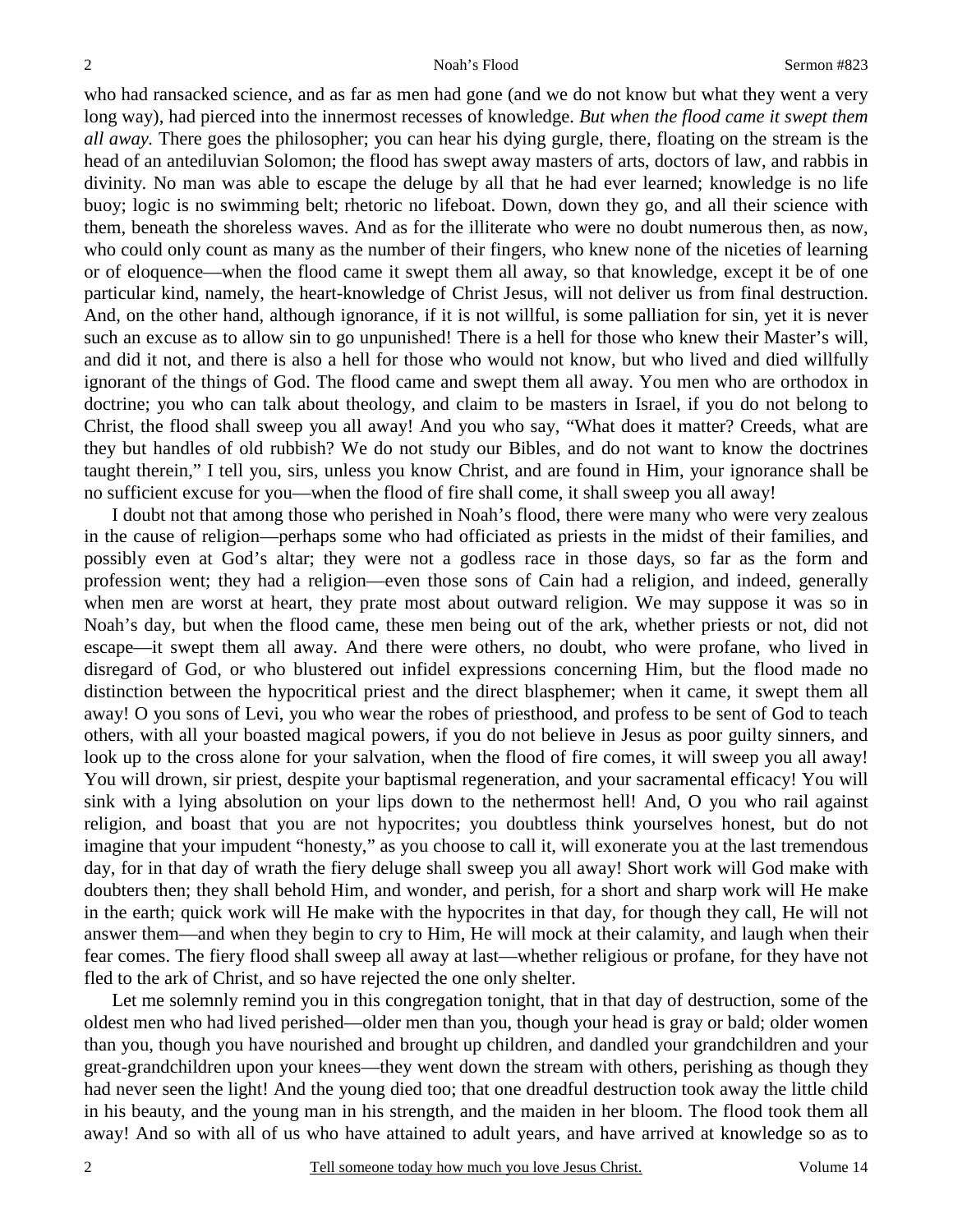who had ransacked science, and as far as men had gone (and we do not know but what they went a very long way), had pierced into the innermost recesses of knowledge. *But when the flood came it swept them all away.* There goes the philosopher; you can hear his dying gurgle, there, floating on the stream is the head of an antediluvian Solomon; the flood has swept away masters of arts, doctors of law, and rabbis in divinity. No man was able to escape the deluge by all that he had ever learned; knowledge is no life buoy; logic is no swimming belt; rhetoric no lifeboat. Down, down they go, and all their science with them, beneath the shoreless waves. And as for the illiterate who were no doubt numerous then, as now, who could only count as many as the number of their fingers, who knew none of the niceties of learning or of eloquence—when the flood came it swept them all away, so that knowledge, except it be of one particular kind, namely, the heart-knowledge of Christ Jesus, will not deliver us from final destruction. And, on the other hand, although ignorance, if it is not willful, is some palliation for sin, yet it is never such an excuse as to allow sin to go unpunished! There is a hell for those who knew their Master's will, and did it not, and there is also a hell for those who would not know, but who lived and died willfully ignorant of the things of God. The flood came and swept them all away. You men who are orthodox in doctrine; you who can talk about theology, and claim to be masters in Israel, if you do not belong to Christ, the flood shall sweep you all away! And you who say, "What does it matter? Creeds, what are they but handles of old rubbish? We do not study our Bibles, and do not want to know the doctrines taught therein," I tell you, sirs, unless you know Christ, and are found in Him, your ignorance shall be no sufficient excuse for you—when the flood of fire shall come, it shall sweep you all away!

I doubt not that among those who perished in Noah's flood, there were many who were very zealous in the cause of religion—perhaps some who had officiated as priests in the midst of their families, and possibly even at God's altar; they were not a godless race in those days, so far as the form and profession went; they had a religion—even those sons of Cain had a religion, and indeed, generally when men are worst at heart, they prate most about outward religion. We may suppose it was so in Noah's day, but when the flood came, these men being out of the ark, whether priests or not, did not escape—it swept them all away. And there were others, no doubt, who were profane, who lived in disregard of God, or who blustered out infidel expressions concerning Him, but the flood made no distinction between the hypocritical priest and the direct blasphemer; when it came, it swept them all away! O you sons of Levi, you who wear the robes of priesthood, and profess to be sent of God to teach others, with all your boasted magical powers, if you do not believe in Jesus as poor guilty sinners, and look up to the cross alone for your salvation, when the flood of fire comes, it will sweep you all away! You will drown, sir priest, despite your baptismal regeneration, and your sacramental efficacy! You will sink with a lying absolution on your lips down to the nethermost hell! And, O you who rail against religion, and boast that you are not hypocrites; you doubtless think yourselves honest, but do not imagine that your impudent "honesty," as you choose to call it, will exonerate you at the last tremendous day, for in that day of wrath the fiery deluge shall sweep you all away! Short work will God make with doubters then; they shall behold Him, and wonder, and perish, for a short and sharp work will He make in the earth; quick work will He make with the hypocrites in that day, for though they call, He will not answer them—and when they begin to cry to Him, He will mock at their calamity, and laugh when their fear comes. The fiery flood shall sweep all away at last—whether religious or profane, for they have not fled to the ark of Christ, and so have rejected the one only shelter.

Let me solemnly remind you in this congregation tonight, that in that day of destruction, some of the oldest men who had lived perished—older men than you, though your head is gray or bald; older women than you, though you have nourished and brought up children, and dandled your grandchildren and your great-grandchildren upon your knees—they went down the stream with others, perishing as though they had never seen the light! And the young died too; that one dreadful destruction took away the little child in his beauty, and the young man in his strength, and the maiden in her bloom. The flood took them all away! And so with all of us who have attained to adult years, and have arrived at knowledge so as to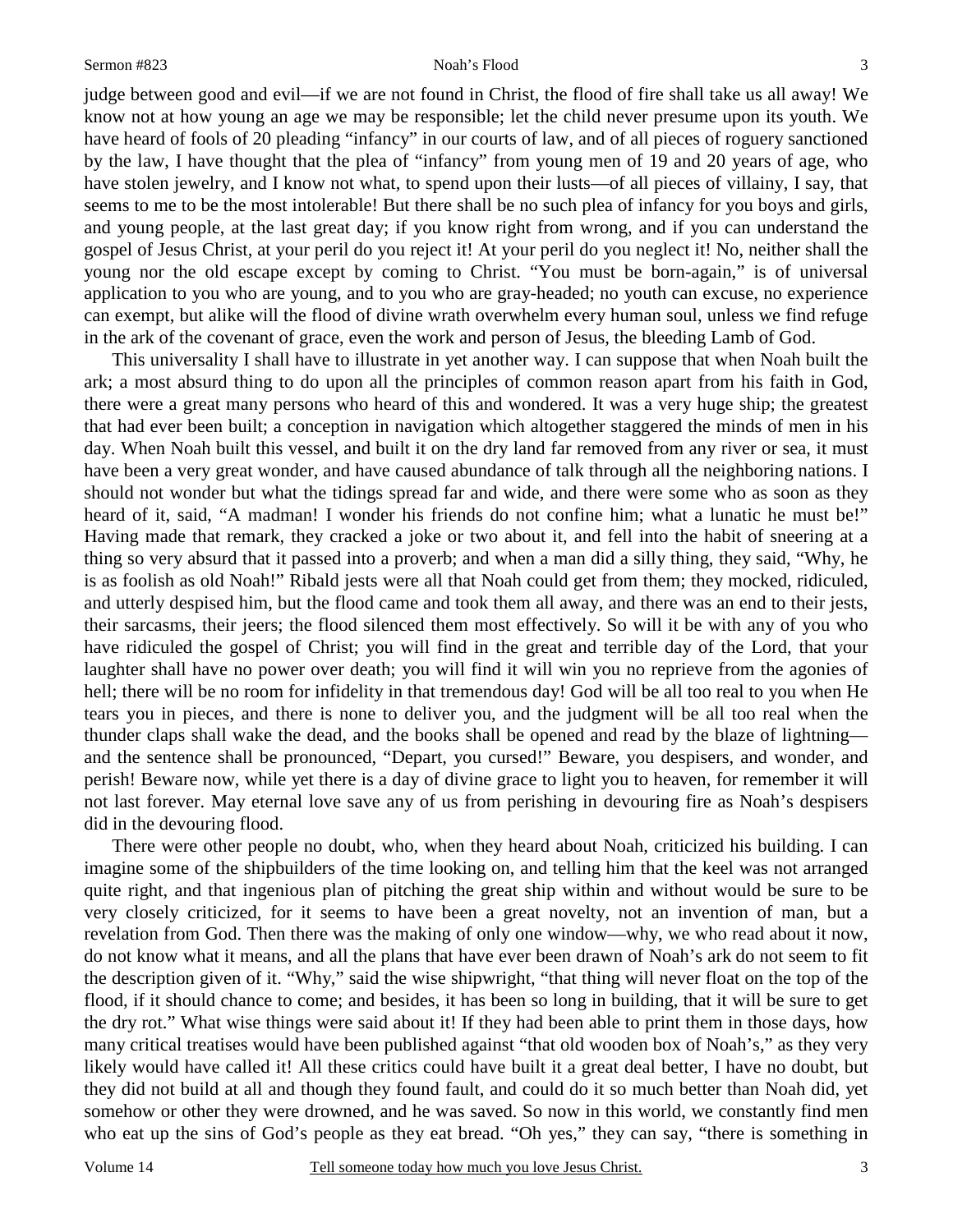judge between good and evil—if we are not found in Christ, the flood of fire shall take us all away! We know not at how young an age we may be responsible; let the child never presume upon its youth. We have heard of fools of 20 pleading "infancy" in our courts of law, and of all pieces of roguery sanctioned by the law, I have thought that the plea of "infancy" from young men of 19 and 20 years of age, who have stolen jewelry, and I know not what, to spend upon their lusts—of all pieces of villainy, I say, that seems to me to be the most intolerable! But there shall be no such plea of infancy for you boys and girls, and young people, at the last great day; if you know right from wrong, and if you can understand the gospel of Jesus Christ, at your peril do you reject it! At your peril do you neglect it! No, neither shall the young nor the old escape except by coming to Christ. "You must be born-again," is of universal application to you who are young, and to you who are gray-headed; no youth can excuse, no experience can exempt, but alike will the flood of divine wrath overwhelm every human soul, unless we find refuge in the ark of the covenant of grace, even the work and person of Jesus, the bleeding Lamb of God.

This universality I shall have to illustrate in yet another way. I can suppose that when Noah built the ark; a most absurd thing to do upon all the principles of common reason apart from his faith in God, there were a great many persons who heard of this and wondered. It was a very huge ship; the greatest that had ever been built; a conception in navigation which altogether staggered the minds of men in his day. When Noah built this vessel, and built it on the dry land far removed from any river or sea, it must have been a very great wonder, and have caused abundance of talk through all the neighboring nations. I should not wonder but what the tidings spread far and wide, and there were some who as soon as they heard of it, said, "A madman! I wonder his friends do not confine him; what a lunatic he must be!" Having made that remark, they cracked a joke or two about it, and fell into the habit of sneering at a thing so very absurd that it passed into a proverb; and when a man did a silly thing, they said, "Why, he is as foolish as old Noah!" Ribald jests were all that Noah could get from them; they mocked, ridiculed, and utterly despised him, but the flood came and took them all away, and there was an end to their jests, their sarcasms, their jeers; the flood silenced them most effectively. So will it be with any of you who have ridiculed the gospel of Christ; you will find in the great and terrible day of the Lord, that your laughter shall have no power over death; you will find it will win you no reprieve from the agonies of hell; there will be no room for infidelity in that tremendous day! God will be all too real to you when He tears you in pieces, and there is none to deliver you, and the judgment will be all too real when the thunder claps shall wake the dead, and the books shall be opened and read by the blaze of lightning—and the sentence shall be pronounced, "Depart, you cursed!" Beware, you despisers, and wonder, and perish! Beware now, while yet there is a day of divine grace to light you to heaven, for remember it will not last forever. May eternal love save any of us from perishing in devouring fire as Noah's despisers did in the devouring flood.

There were other people no doubt, who, when they heard about Noah, criticized his building. I can imagine some of the shipbuilders of the time looking on, and telling him that the keel was not arranged quite right, and that ingenious plan of pitching the great ship within and without would be sure to be very closely criticized, for it seems to have been a great novelty, not an invention of man, but a revelation from God. Then there was the making of only one window—why, we who read about it now, do not know what it means, and all the plans that have ever been drawn of Noah's ark do not seem to fit the description given of it. "Why," said the wise shipwright, "that thing will never float on the top of the flood, if it should chance to come; and besides, it has been so long in building, that it will be sure to get the dry rot." What wise things were said about it! If they had been able to print them in those days, how many critical treatises would have been published against "that old wooden box of Noah's," as they very likely would have called it! All these critics could have built it a great deal better, I have no doubt, but they did not build at all and though they found fault, and could do it so much better than Noah did, yet somehow or other they were drowned, and he was saved. So now in this world, we constantly find men who eat up the sins of God's people as they eat bread. "Oh yes," they can say, "there is something in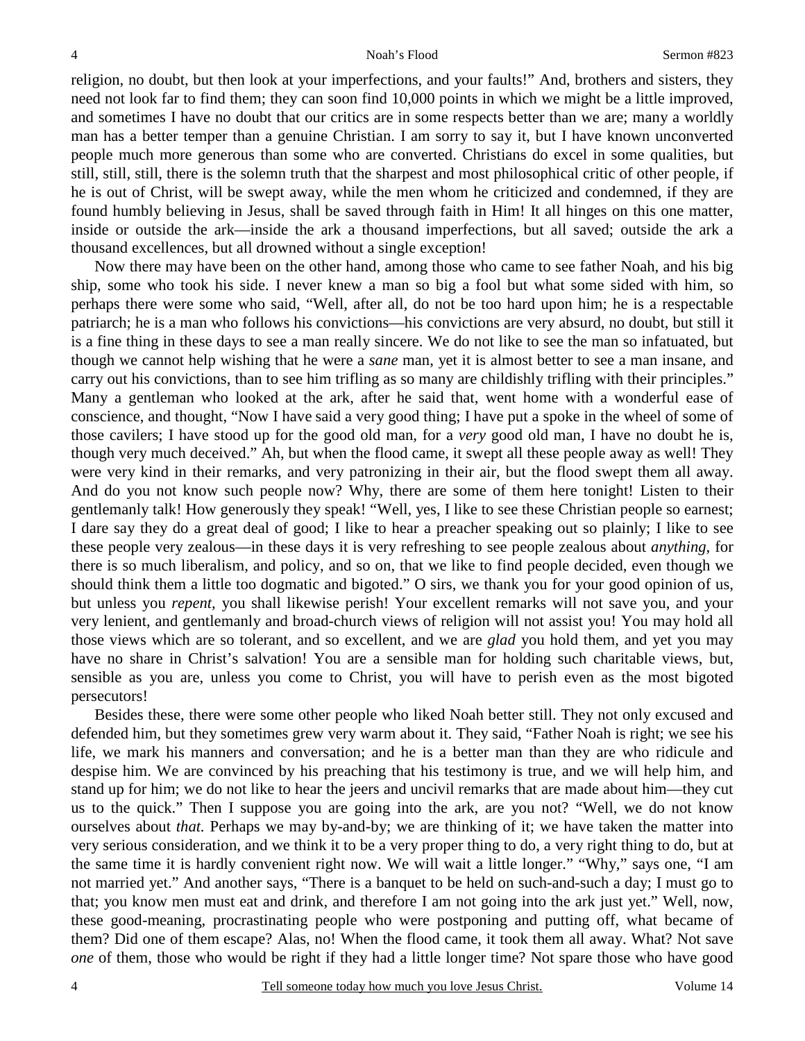religion, no doubt, but then look at your imperfections, and your faults!" And, brothers and sisters, they need not look far to find them; they can soon find 10,000 points in which we might be a little improved, and sometimes I have no doubt that our critics are in some respects better than we are; many a worldly man has a better temper than a genuine Christian. I am sorry to say it, but I have known unconverted people much more generous than some who are converted. Christians do excel in some qualities, but still, still, still, there is the solemn truth that the sharpest and most philosophical critic of other people, if he is out of Christ, will be swept away, while the men whom he criticized and condemned, if they are found humbly believing in Jesus, shall be saved through faith in Him! It all hinges on this one matter, inside or outside the ark—inside the ark a thousand imperfections, but all saved; outside the ark a thousand excellences, but all drowned without a single exception!

Now there may have been on the other hand, among those who came to see father Noah, and his big ship, some who took his side. I never knew a man so big a fool but what some sided with him, so perhaps there were some who said, "Well, after all, do not be too hard upon him; he is a respectable patriarch; he is a man who follows his convictions—his convictions are very absurd, no doubt, but still it is a fine thing in these days to see a man really sincere. We do not like to see the man so infatuated, but though we cannot help wishing that he were a *sane* man, yet it is almost better to see a man insane, and carry out his convictions, than to see him trifling as so many are childishly trifling with their principles." Many a gentleman who looked at the ark, after he said that, went home with a wonderful ease of conscience, and thought, "Now I have said a very good thing; I have put a spoke in the wheel of some of those cavilers; I have stood up for the good old man, for a *very* good old man, I have no doubt he is, though very much deceived." Ah, but when the flood came, it swept all these people away as well! They were very kind in their remarks, and very patronizing in their air, but the flood swept them all away. And do you not know such people now? Why, there are some of them here tonight! Listen to their gentlemanly talk! How generously they speak! "Well, yes, I like to see these Christian people so earnest; I dare say they do a great deal of good; I like to hear a preacher speaking out so plainly; I like to see these people very zealous—in these days it is very refreshing to see people zealous about *anything*, for there is so much liberalism, and policy, and so on, that we like to find people decided, even though we should think them a little too dogmatic and bigoted." O sirs, we thank you for your good opinion of us, but unless you *repent*, you shall likewise perish! Your excellent remarks will not save you, and your very lenient, and gentlemanly and broad-church views of religion will not assist you! You may hold all those views which are so tolerant, and so excellent, and we are *glad* you hold them, and yet you may have no share in Christ's salvation! You are a sensible man for holding such charitable views, but, sensible as you are, unless you come to Christ, you will have to perish even as the most bigoted persecutors!

Besides these, there were some other people who liked Noah better still. They not only excused and defended him, but they sometimes grew very warm about it. They said, "Father Noah is right; we see his life, we mark his manners and conversation; and he is a better man than they are who ridicule and despise him. We are convinced by his preaching that his testimony is true, and we will help him, and stand up for him; we do not like to hear the jeers and uncivil remarks that are made about him—they cut us to the quick." Then I suppose you are going into the ark, are you not? "Well, we do not know ourselves about *that.* Perhaps we may by-and-by; we are thinking of it; we have taken the matter into very serious consideration, and we think it to be a very proper thing to do, a very right thing to do, but at the same time it is hardly convenient right now. We will wait a little longer." "Why," says one, "I am not married yet." And another says, "There is a banquet to be held on such-and-such a day; I must go to that; you know men must eat and drink, and therefore I am not going into the ark just yet." Well, now, these good-meaning, procrastinating people who were postponing and putting off, what became of them? Did one of them escape? Alas, no! When the flood came, it took them all away. What? Not save *one* of them, those who would be right if they had a little longer time? Not spare those who have good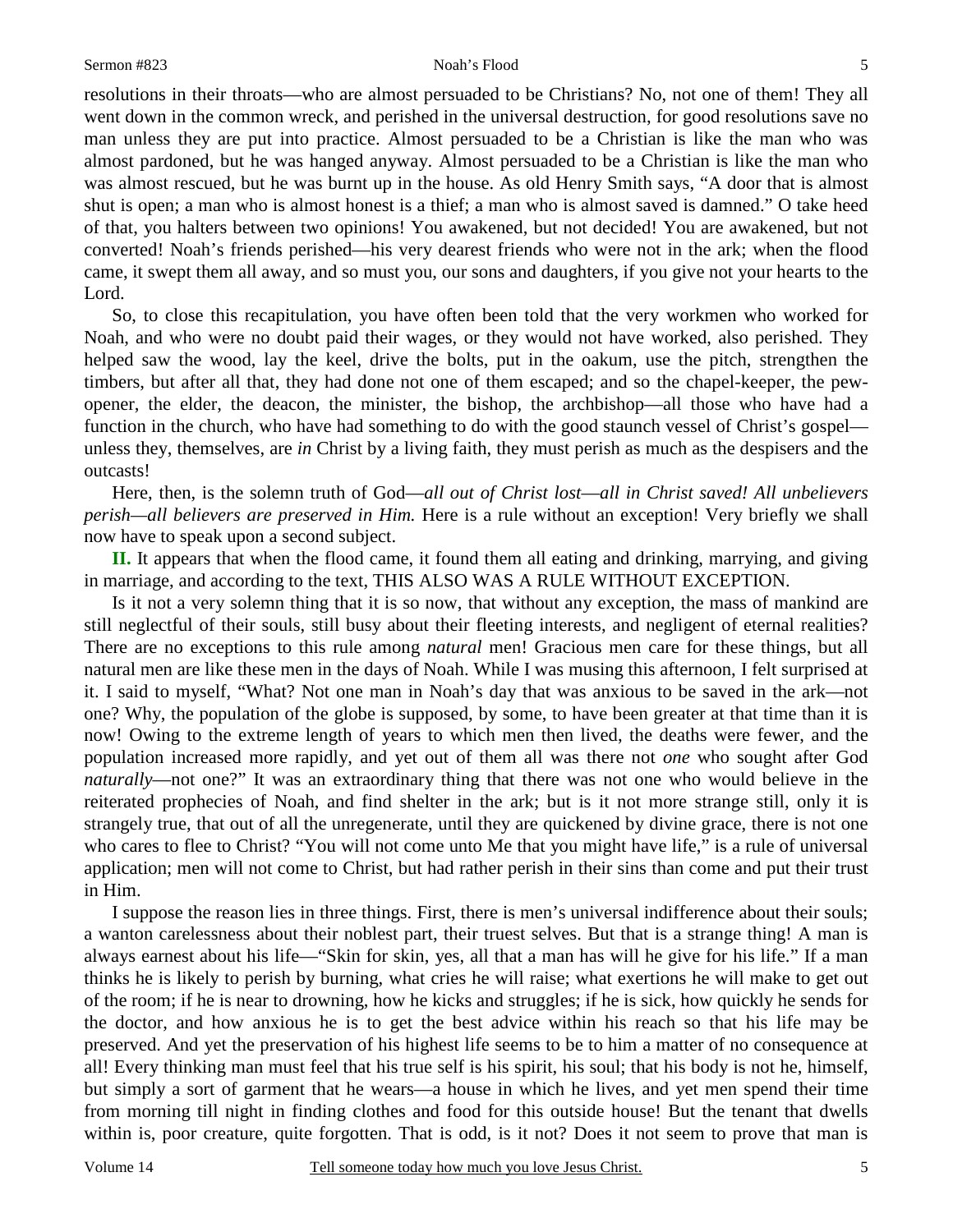resolutions in their throats—who are almost persuaded to be Christians? No, not one of them! They all went down in the common wreck, and perished in the universal destruction, for good resolutions save no man unless they are put into practice. Almost persuaded to be a Christian is like the man who was almost pardoned, but he was hanged anyway. Almost persuaded to be a Christian is like the man who was almost rescued, but he was burnt up in the house. As old Henry Smith says, "A door that is almost shut is open; a man who is almost honest is a thief; a man who is almost saved is damned." O take heed of that, you halters between two opinions! You awakened, but not decided! You are awakened, but not converted! Noah's friends perished—his very dearest friends who were not in the ark; when the flood came, it swept them all away, and so must you, our sons and daughters, if you give not your hearts to the Lord.

So, to close this recapitulation, you have often been told that the very workmen who worked for Noah, and who were no doubt paid their wages, or they would not have worked, also perished. They helped saw the wood, lay the keel, drive the bolts, put in the oakum, use the pitch, strengthen the timbers, but after all that, they had done not one of them escaped; and so the chapel-keeper, the pew-opener, the elder, the deacon, the minister, the bishop, the archbishop—all those who have had a function in the church, who have had something to do with the good staunch vessel of Christ's gospel—unless they, themselves, are *in* Christ by a living faith, they must perish as much as the despisers and the outcasts!

Here, then, is the solemn truth of God—*all out of Christ lost—all in Christ saved! All unbelievers perish—all believers are preserved in Him.* Here is a rule without an exception! Very briefly we shall now have to speak upon a second subject.

**II.** It appears that when the flood came, it found them all eating and drinking, marrying, and giving in marriage, and according to the text, THIS ALSO WAS A RULE WITHOUT EXCEPTION.

Is it not a very solemn thing that it is so now, that without any exception, the mass of mankind are still neglectful of their souls, still busy about their fleeting interests, and negligent of eternal realities? There are no exceptions to this rule among *natural* men! Gracious men care for these things, but all natural men are like these men in the days of Noah. While I was musing this afternoon, I felt surprised at it. I said to myself, "What? Not one man in Noah's day that was anxious to be saved in the ark—not one? Why, the population of the globe is supposed, by some, to have been greater at that time than it is now! Owing to the extreme length of years to which men then lived, the deaths were fewer, and the population increased more rapidly, and yet out of them all was there not *one* who sought after God *naturally*—not one?" It was an extraordinary thing that there was not one who would believe in the reiterated prophecies of Noah, and find shelter in the ark; but is it not more strange still, only it is strangely true, that out of all the unregenerate, until they are quickened by divine grace, there is not one who cares to flee to Christ? "You will not come unto Me that you might have life," is a rule of universal application; men will not come to Christ, but had rather perish in their sins than come and put their trust in Him.

I suppose the reason lies in three things. First, there is men's universal indifference about their souls; a wanton carelessness about their noblest part, their truest selves. But that is a strange thing! A man is always earnest about his life—"Skin for skin, yes, all that a man has will he give for his life." If a man thinks he is likely to perish by burning, what cries he will raise; what exertions he will make to get out of the room; if he is near to drowning, how he kicks and struggles; if he is sick, how quickly he sends for the doctor, and how anxious he is to get the best advice within his reach so that his life may be preserved. And yet the preservation of his highest life seems to be to him a matter of no consequence at all! Every thinking man must feel that his true self is his spirit, his soul; that his body is not he, himself, but simply a sort of garment that he wears—a house in which he lives, and yet men spend their time from morning till night in finding clothes and food for this outside house! But the tenant that dwells within is, poor creature, quite forgotten. That is odd, is it not? Does it not seem to prove that man is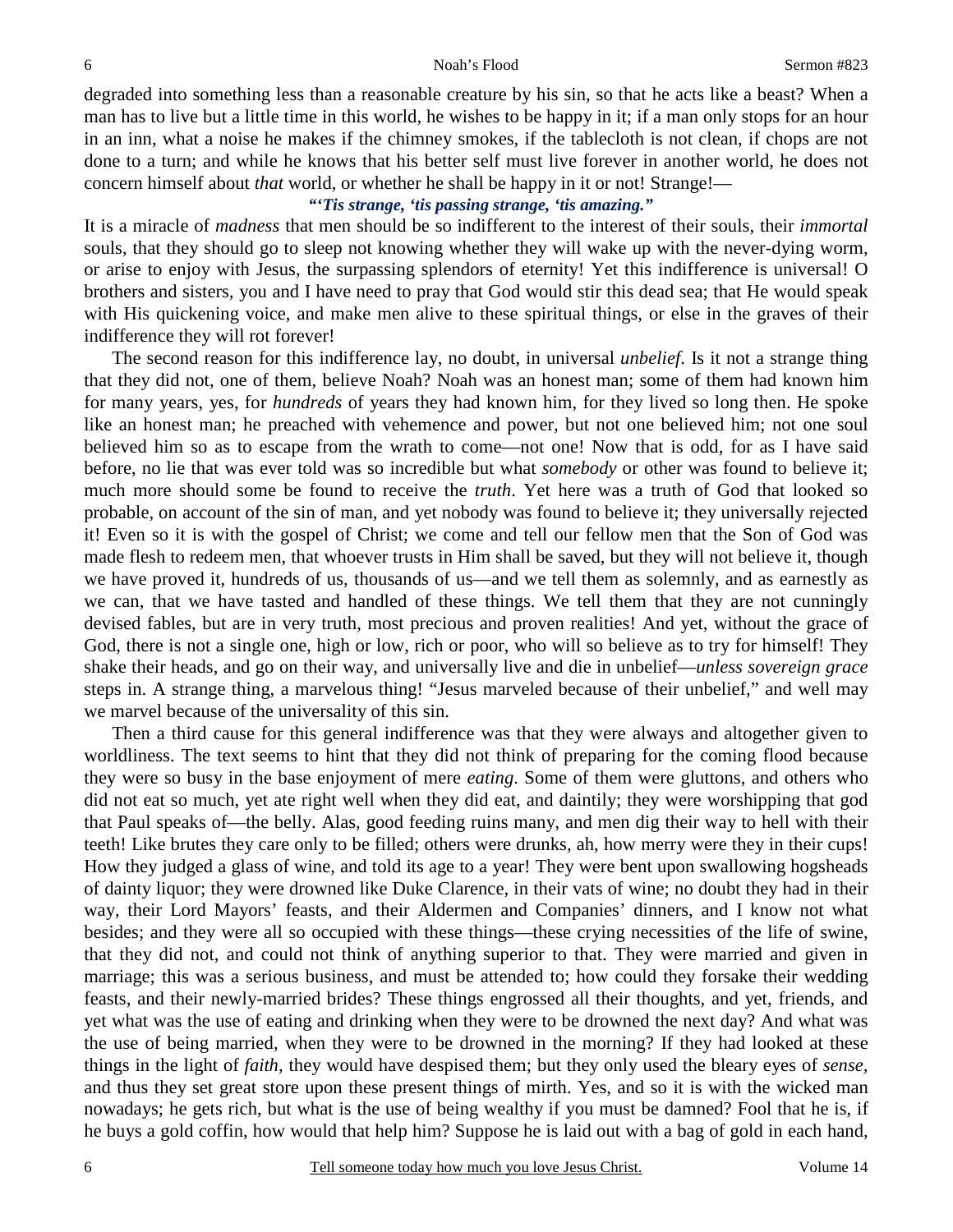degraded into something less than a reasonable creature by his sin, so that he acts like a beast? When a man has to live but a little time in this world, he wishes to be happy in it; if a man only stops for an hour in an inn, what a noise he makes if the chimney smokes, if the tablecloth is not clean, if chops are not done to a turn; and while he knows that his better self must live forever in another world, he does not concern himself about *that* world, or whether he shall be happy in it or not! Strange!—

***"'Tis strange, 'tis passing strange, 'tis amazing."***

It is a miracle of *madness* that men should be so indifferent to the interest of their souls, their *immortal* souls, that they should go to sleep not knowing whether they will wake up with the never-dying worm, or arise to enjoy with Jesus, the surpassing splendors of eternity! Yet this indifference is universal! O brothers and sisters, you and I have need to pray that God would stir this dead sea; that He would speak with His quickening voice, and make men alive to these spiritual things, or else in the graves of their indifference they will rot forever!

The second reason for this indifference lay, no doubt, in universal *unbelief*. Is it not a strange thing that they did not, one of them, believe Noah? Noah was an honest man; some of them had known him for many years, yes, for *hundreds* of years they had known him, for they lived so long then. He spoke like an honest man; he preached with vehemence and power, but not one believed him; not one soul believed him so as to escape from the wrath to come—not one! Now that is odd, for as I have said before, no lie that was ever told was so incredible but what *somebody* or other was found to believe it; much more should some be found to receive the *truth*. Yet here was a truth of God that looked so probable, on account of the sin of man, and yet nobody was found to believe it; they universally rejected it! Even so it is with the gospel of Christ; we come and tell our fellow men that the Son of God was made flesh to redeem men, that whoever trusts in Him shall be saved, but they will not believe it, though we have proved it, hundreds of us, thousands of us—and we tell them as solemnly, and as earnestly as we can, that we have tasted and handled of these things. We tell them that they are not cunningly devised fables, but are in very truth, most precious and proven realities! And yet, without the grace of God, there is not a single one, high or low, rich or poor, who will so believe as to try for himself! They shake their heads, and go on their way, and universally live and die in unbelief—*unless sovereign grace* steps in. A strange thing, a marvelous thing! "Jesus marveled because of their unbelief," and well may we marvel because of the universality of this sin.

Then a third cause for this general indifference was that they were always and altogether given to worldliness. The text seems to hint that they did not think of preparing for the coming flood because they were so busy in the base enjoyment of mere *eating*. Some of them were gluttons, and others who did not eat so much, yet ate right well when they did eat, and daintily; they were worshipping that god that Paul speaks of—the belly. Alas, good feeding ruins many, and men dig their way to hell with their teeth! Like brutes they care only to be filled; others were drunks, ah, how merry were they in their cups! How they judged a glass of wine, and told its age to a year! They were bent upon swallowing hogsheads of dainty liquor; they were drowned like Duke Clarence, in their vats of wine; no doubt they had in their way, their Lord Mayors' feasts, and their Aldermen and Companies' dinners, and I know not what besides; and they were all so occupied with these things—these crying necessities of the life of swine, that they did not, and could not think of anything superior to that. They were married and given in marriage; this was a serious business, and must be attended to; how could they forsake their wedding feasts, and their newly-married brides? These things engrossed all their thoughts, and yet, friends, and yet what was the use of eating and drinking when they were to be drowned the next day? And what was the use of being married, when they were to be drowned in the morning? If they had looked at these things in the light of *faith*, they would have despised them; but they only used the bleary eyes of *sense*, and thus they set great store upon these present things of mirth. Yes, and so it is with the wicked man nowadays; he gets rich, but what is the use of being wealthy if you must be damned? Fool that he is, if he buys a gold coffin, how would that help him? Suppose he is laid out with a bag of gold in each hand,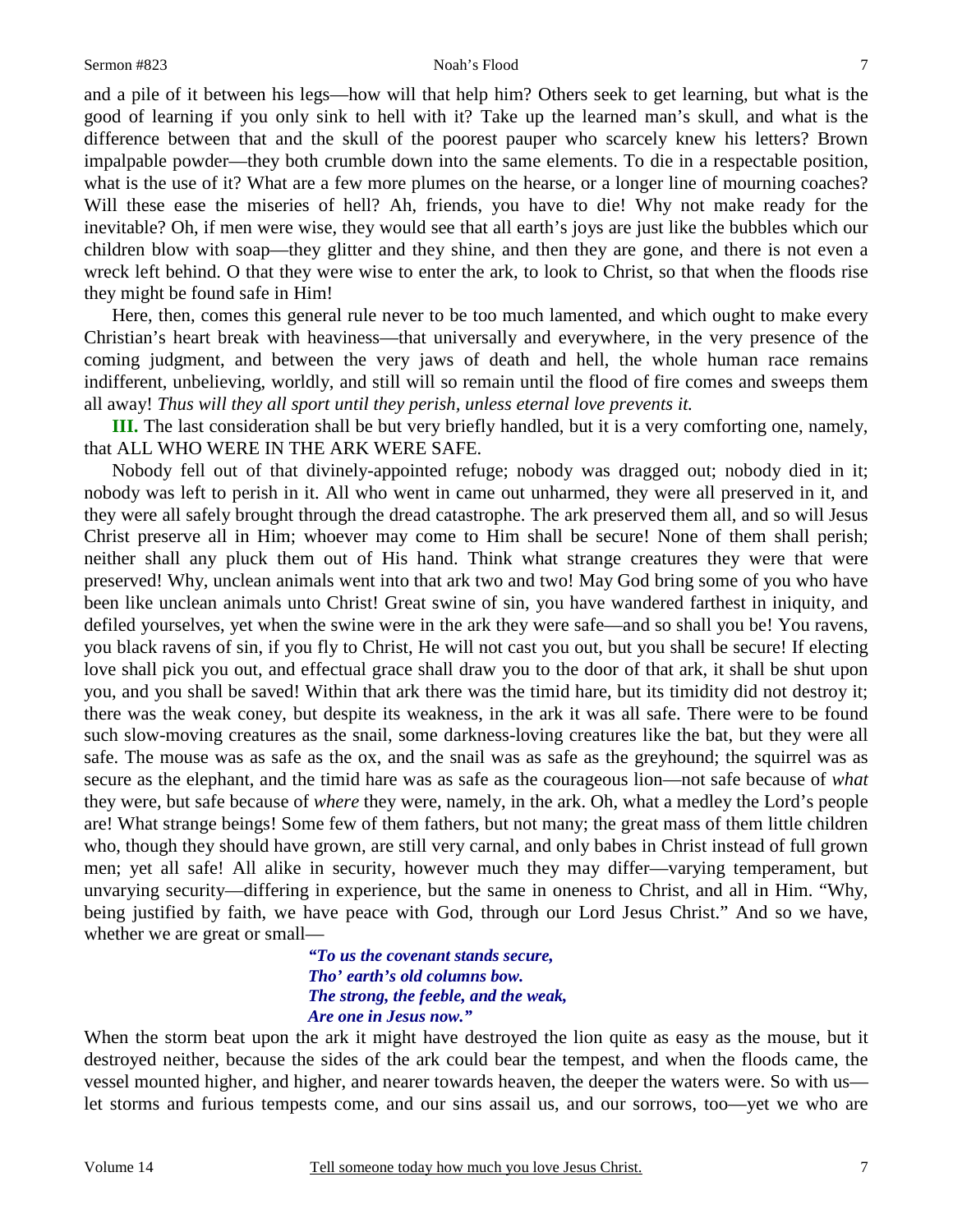and a pile of it between his legs—how will that help him? Others seek to get learning, but what is the good of learning if you only sink to hell with it? Take up the learned man's skull, and what is the difference between that and the skull of the poorest pauper who scarcely knew his letters? Brown impalpable powder—they both crumble down into the same elements. To die in a respectable position, what is the use of it? What are a few more plumes on the hearse, or a longer line of mourning coaches? Will these ease the miseries of hell? Ah, friends, you have to die! Why not make ready for the inevitable? Oh, if men were wise, they would see that all earth's joys are just like the bubbles which our children blow with soap—they glitter and they shine, and then they are gone, and there is not even a wreck left behind. O that they were wise to enter the ark, to look to Christ, so that when the floods rise they might be found safe in Him!

Here, then, comes this general rule never to be too much lamented, and which ought to make every Christian's heart break with heaviness—that universally and everywhere, in the very presence of the coming judgment, and between the very jaws of death and hell, the whole human race remains indifferent, unbelieving, worldly, and still will so remain until the flood of fire comes and sweeps them all away! *Thus will they all sport until they perish, unless eternal love prevents it.*

**III.** The last consideration shall be but very briefly handled, but it is a very comforting one, namely, that ALL WHO WERE IN THE ARK WERE SAFE.

Nobody fell out of that divinely-appointed refuge; nobody was dragged out; nobody died in it; nobody was left to perish in it. All who went in came out unharmed, they were all preserved in it, and they were all safely brought through the dread catastrophe. The ark preserved them all, and so will Jesus Christ preserve all in Him; whoever may come to Him shall be secure! None of them shall perish; neither shall any pluck them out of His hand. Think what strange creatures they were that were preserved! Why, unclean animals went into that ark two and two! May God bring some of you who have been like unclean animals unto Christ! Great swine of sin, you have wandered farthest in iniquity, and defiled yourselves, yet when the swine were in the ark they were safe—and so shall you be! You ravens, you black ravens of sin, if you fly to Christ, He will not cast you out, but you shall be secure! If electing love shall pick you out, and effectual grace shall draw you to the door of that ark, it shall be shut upon you, and you shall be saved! Within that ark there was the timid hare, but its timidity did not destroy it; there was the weak coney, but despite its weakness, in the ark it was all safe. There were to be found such slow-moving creatures as the snail, some darkness-loving creatures like the bat, but they were all safe. The mouse was as safe as the ox, and the snail was as safe as the greyhound; the squirrel was as secure as the elephant, and the timid hare was as safe as the courageous lion—not safe because of *what* they were, but safe because of *where* they were, namely, in the ark. Oh, what a medley the Lord's people are! What strange beings! Some few of them fathers, but not many; the great mass of them little children who, though they should have grown, are still very carnal, and only babes in Christ instead of full grown men; yet all safe! All alike in security, however much they may differ—varying temperament, but unvarying security—differing in experience, but the same in oneness to Christ, and all in Him. "Why, being justified by faith, we have peace with God, through our Lord Jesus Christ." And so we have, whether we are great or small—

> ***"To us the covenant stands secure,***
> ***Tho' earth's old columns bow.***
> ***The strong, the feeble, and the weak,***
> ***Are one in Jesus now."***

When the storm beat upon the ark it might have destroyed the lion quite as easy as the mouse, but it destroyed neither, because the sides of the ark could bear the tempest, and when the floods came, the vessel mounted higher, and higher, and nearer towards heaven, the deeper the waters were. So with us—let storms and furious tempests come, and our sins assail us, and our sorrows, too—yet we who are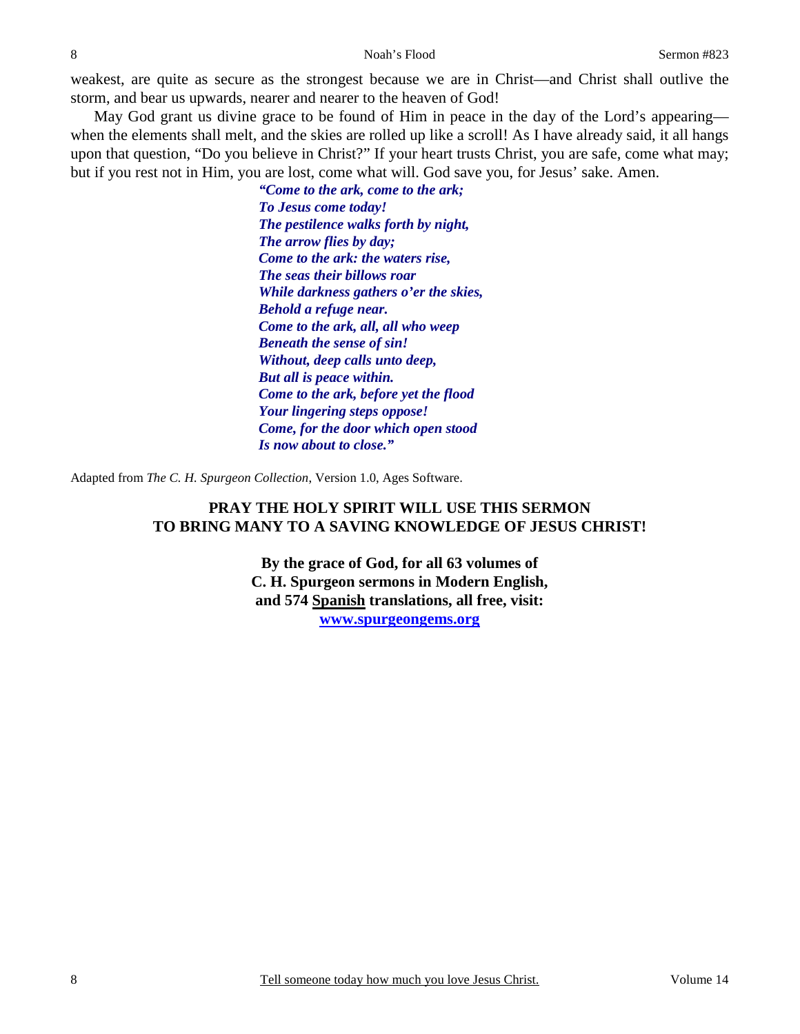weakest, are quite as secure as the strongest because we are in Christ—and Christ shall outlive the storm, and bear us upwards, nearer and nearer to the heaven of God!

May God grant us divine grace to be found of Him in peace in the day of the Lord's appearing—when the elements shall melt, and the skies are rolled up like a scroll! As I have already said, it all hangs upon that question, "Do you believe in Christ?" If your heart trusts Christ, you are safe, come what may; but if you rest not in Him, you are lost, come what will. God save you, for Jesus' sake. Amen.

> ***"Come to the ark, come to the ark;***
> ***To Jesus come today!***
> ***The pestilence walks forth by night,***
> ***The arrow flies by day;***
> ***Come to the ark: the waters rise,***
> ***The seas their billows roar***
> ***While darkness gathers o'er the skies,***
> ***Behold a refuge near.***
> ***Come to the ark, all, all who weep***
> ***Beneath the sense of sin!***
> ***Without, deep calls unto deep,***
> ***But all is peace within.***
> ***Come to the ark, before yet the flood***
> ***Your lingering steps oppose!***
> ***Come, for the door which open stood***
> ***Is now about to close."***

Adapted from *The C. H. Spurgeon Collection*, Version 1.0, Ages Software.

**PRAY THE HOLY SPIRIT WILL USE THIS SERMON TO BRING MANY TO A SAVING KNOWLEDGE OF JESUS CHRIST!**

**By the grace of God, for all 63 volumes of C. H. Spurgeon sermons in Modern English, and 574 Spanish translations, all free, visit: www.spurgeongems.org**

Tell someone today how much you love Jesus Christ.